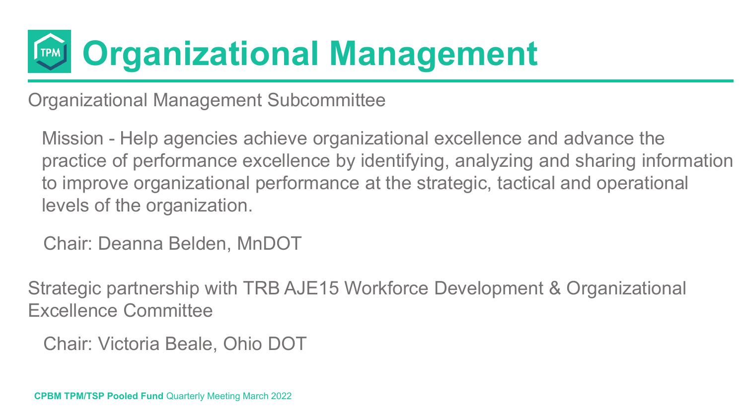# Organizational Management

Organizational Management Subcommittee

Mission - Help agencies achieve organizational excellence and advance the practice of performance excellence by identifying, analyzing and sharing information to improve organizational performance at the strategic, tactical and operational levels of the organization.

Chair: Deanna Belden, MnDOT

Strategic partnership with TRB AJE15 Workforce Development & Organizational Excellence Committee

Chair: Victoria Beale, Ohio DOT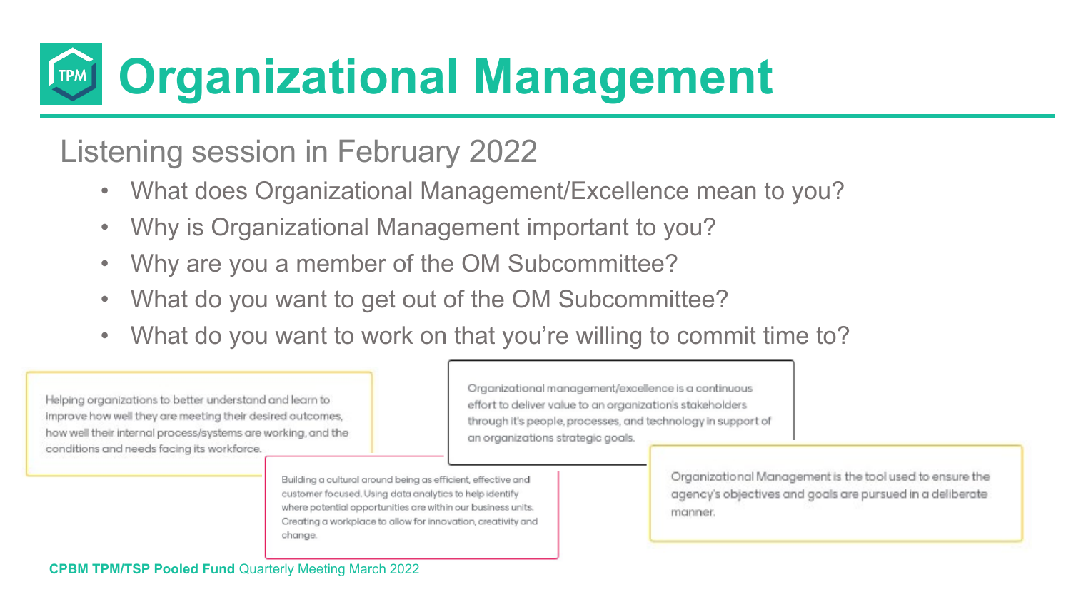# Organizational Management

## Listening session in February 2022

- What does Organizational Management/Excellence mean to you?
- Why is Organizational Management important to you?
- Why are you a member of the OM Subcommittee?
- What do you want to get out of the OM Subcommittee?
- What do you want to work on that you're willing to commit time to?

Helping organizations to better understand and learn to improve how well they are meeting their desired outcomes, how well their internal process/systems are working, and the conditions and needs facing its workforce.

Organizational management/excellence is a continuous effort to deliver value to an organization's stakeholders through it's people, processes, and technology in support of an organizations strategic goals.

Building a cultural around being as efficient, effective and customer focused. Using data analytics to help identify where potential opportunities are within our business units. Creating a workplace to allow for innovation, creativity and change.

Organizational Management is the tool used to ensure the agency's objectives and goals are pursued in a deliberate manner.

**CPBM TPM/TSP Pooled Fund** Quarterly Meeting March 2022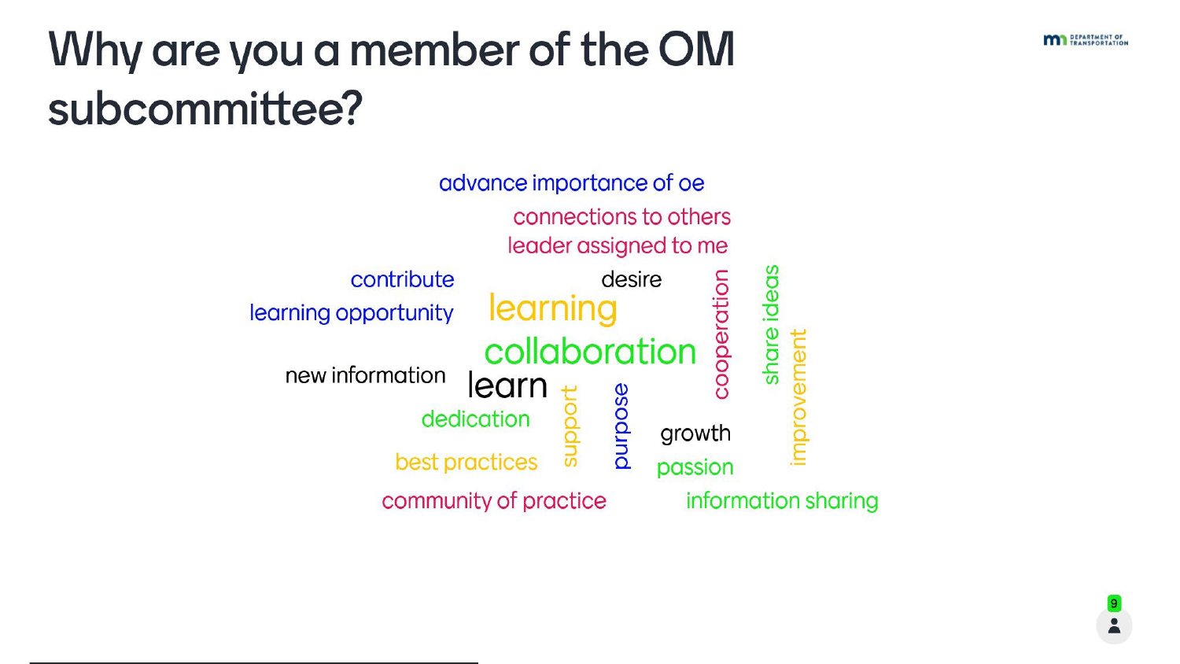# Why are you a member of the OM subcommittee?

advance importance of oe

connections to others

leader assigned to me

contribute

desire

learning opportunity

learning

collaboration

cooperation

share ideas

new information

learn

improvement

dedication

support

purpose

growth

best practices

passion

community of practice

information sharing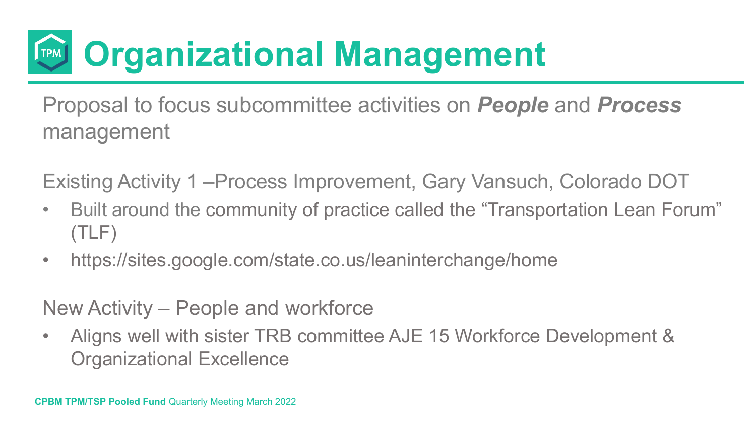# Organizational Management

Proposal to focus subcommittee activities on ***People*** and ***Process*** management

Existing Activity 1 –Process Improvement, Gary Vansuch, Colorado DOT

- Built around the community of practice called the "Transportation Lean Forum" (TLF)
- https://sites.google.com/state.co.us/leaninterchange/home

New Activity – People and workforce

- Aligns well with sister TRB committee AJE 15 Workforce Development & Organizational Excellence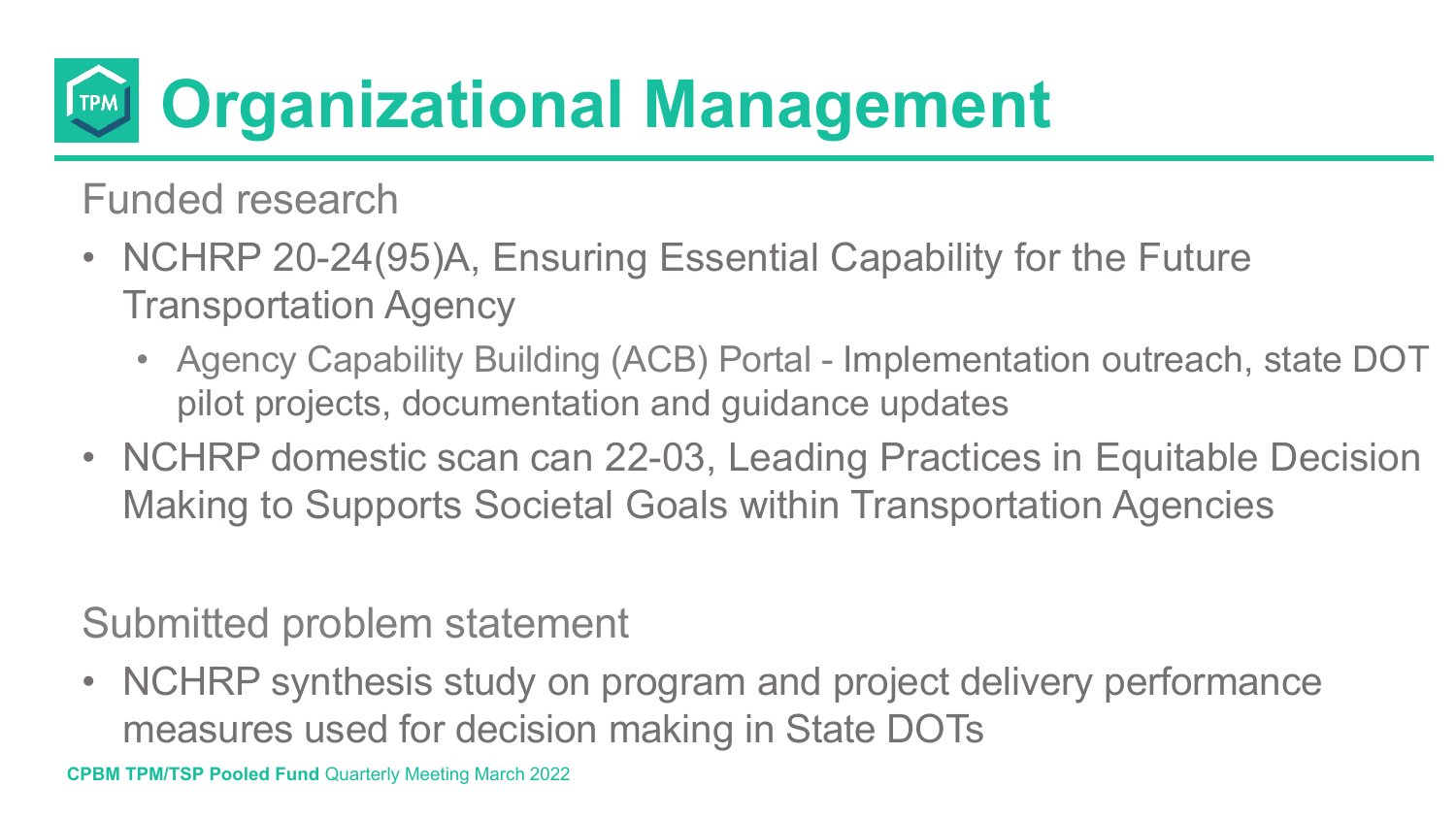# Organizational Management

Funded research

- NCHRP 20-24(95)A, Ensuring Essential Capability for the Future Transportation Agency
  - Agency Capability Building (ACB) Portal - Implementation outreach, state DOT pilot projects, documentation and guidance updates
- NCHRP domestic scan can 22-03, Leading Practices in Equitable Decision Making to Supports Societal Goals within Transportation Agencies

Submitted problem statement

- NCHRP synthesis study on program and project delivery performance measures used for decision making in State DOTs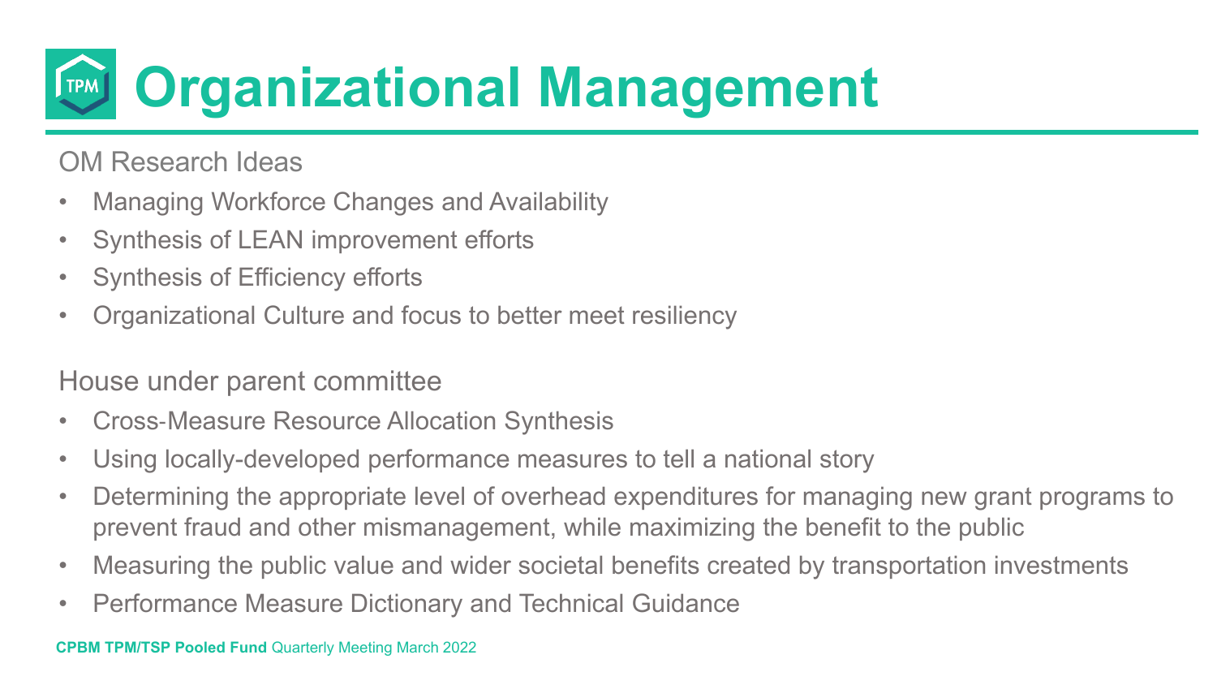# Organizational Management

OM Research Ideas

- Managing Workforce Changes and Availability
- Synthesis of LEAN improvement efforts
- Synthesis of Efficiency efforts
- Organizational Culture and focus to better meet resiliency

House under parent committee

- Cross-Measure Resource Allocation Synthesis
- Using locally-developed performance measures to tell a national story
- Determining the appropriate level of overhead expenditures for managing new grant programs to prevent fraud and other mismanagement, while maximizing the benefit to the public
- Measuring the public value and wider societal benefits created by transportation investments
- Performance Measure Dictionary and Technical Guidance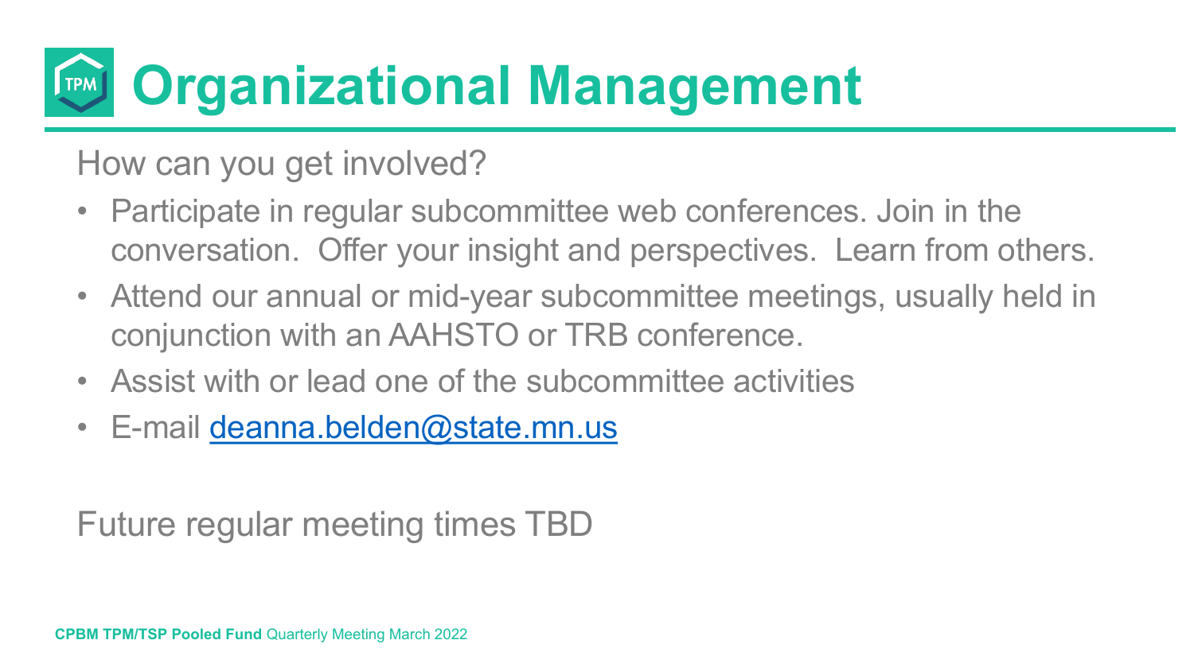# Organizational Management

How can you get involved?

- Participate in regular subcommittee web conferences. Join in the conversation. Offer your insight and perspectives. Learn from others.
- Attend our annual or mid-year subcommittee meetings, usually held in conjunction with an AAHSTO or TRB conference.
- Assist with or lead one of the subcommittee activities
- E-mail deanna.belden@state.mn.us

Future regular meeting times TBD